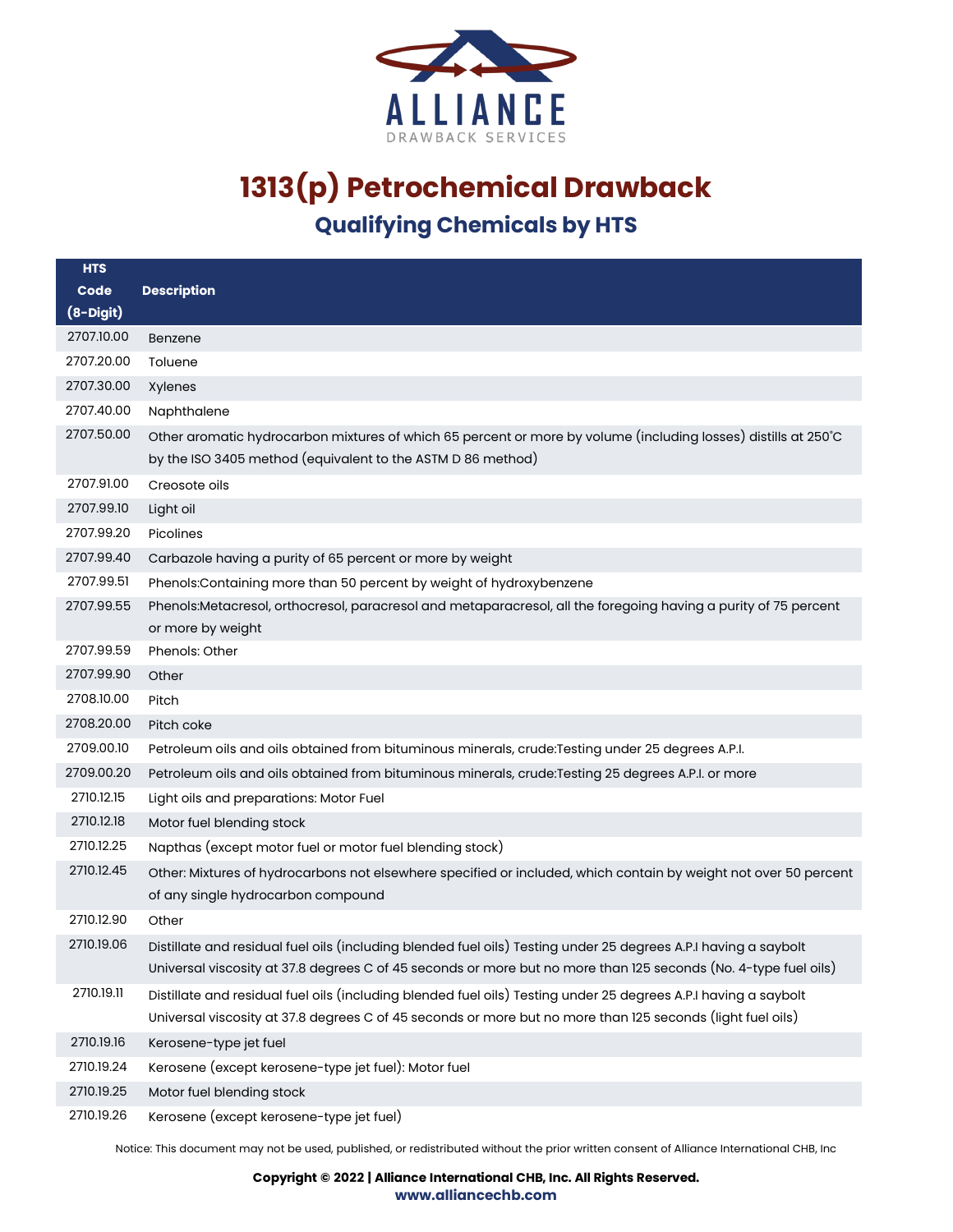# 1313(p) Petrochemical Drawback

## Qualifying Chemicals by HTS

| HTS Code (8-Digit) | Description |
|---|---|
| 2707.10.00 | Benzene |
| 2707.20.00 | Toluene |
| 2707.30.00 | Xylenes |
| 2707.40.00 | Naphthalene |
| 2707.50.00 | Other aromatic hydrocarbon mixtures of which 65 percent or more by volume (including losses) distills at 250°C by the ISO 3405 method (equivalent to the ASTM D 86 method) |
| 2707.91.00 | Creosote oils |
| 2707.99.10 | Light oil |
| 2707.99.20 | Picolines |
| 2707.99.40 | Carbazole having a purity of 65 percent or more by weight |
| 2707.99.51 | Phenols:Containing more than 50 percent by weight of hydroxybenzene |
| 2707.99.55 | Phenols:Metacresol, orthocresol, paracresol and metaparacresol, all the foregoing having a purity of 75 percent or more by weight |
| 2707.99.59 | Phenols: Other |
| 2707.99.90 | Other |
| 2708.10.00 | Pitch |
| 2708.20.00 | Pitch coke |
| 2709.00.10 | Petroleum oils and oils obtained from bituminous minerals, crude:Testing under 25 degrees A.P.I. |
| 2709.00.20 | Petroleum oils and oils obtained from bituminous minerals, crude:Testing 25 degrees A.P.I. or more |
| 2710.12.15 | Light oils and preparations: Motor Fuel |
| 2710.12.18 | Motor fuel blending stock |
| 2710.12.25 | Napthas (except motor fuel or motor fuel blending stock) |
| 2710.12.45 | Other: Mixtures of hydrocarbons not elsewhere specified or included, which contain by weight not over 50 percent of any single hydrocarbon compound |
| 2710.12.90 | Other |
| 2710.19.06 | Distillate and residual fuel oils (including blended fuel oils) Testing under 25 degrees A.P.I having a saybolt Universal viscosity at 37.8 degrees C of 45 seconds or more but no more than 125 seconds (No. 4-type fuel oils) |
| 2710.19.11 | Distillate and residual fuel oils (including blended fuel oils) Testing under 25 degrees A.P.I having a saybolt Universal viscosity at 37.8 degrees C of 45 seconds or more but no more than 125 seconds (light fuel oils) |
| 2710.19.16 | Kerosene-type jet fuel |
| 2710.19.24 | Kerosene (except kerosene-type jet fuel): Motor fuel |
| 2710.19.25 | Motor fuel blending stock |
| 2710.19.26 | Kerosene (except kerosene-type jet fuel) |

Notice: This document may not be used, published, or redistributed without the prior written consent of Alliance International CHB, Inc

**Copyright © 2022 | Alliance International CHB, Inc. All Rights Reserved.**
**www.alliancechb.com**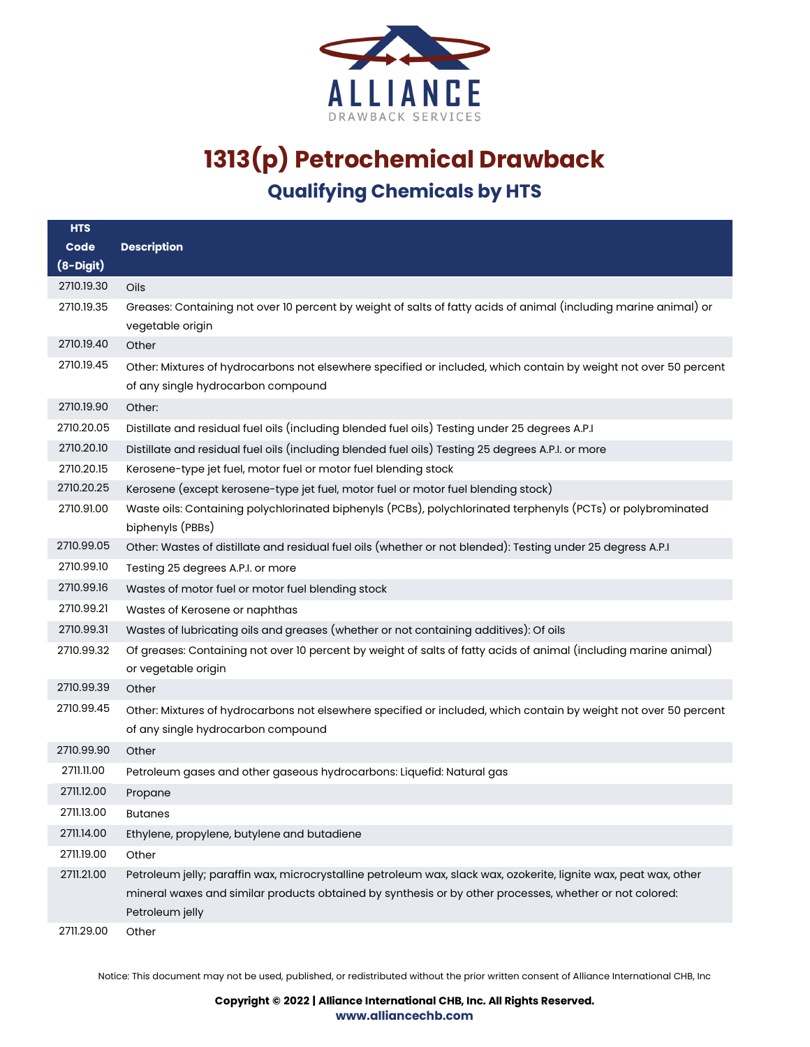# 1313(p) Petrochemical Drawback

## Qualifying Chemicals by HTS

| HTS Code (8-Digit) | Description |
|---|---|
| 2710.19.30 | Oils |
| 2710.19.35 | Greases: Containing not over 10 percent by weight of salts of fatty acids of animal (including marine animal) or vegetable origin |
| 2710.19.40 | Other |
| 2710.19.45 | Other: Mixtures of hydrocarbons not elsewhere specified or included, which contain by weight not over 50 percent of any single hydrocarbon compound |
| 2710.19.90 | Other: |
| 2710.20.05 | Distillate and residual fuel oils (including blended fuel oils) Testing under 25 degrees A.P.I |
| 2710.20.10 | Distillate and residual fuel oils (including blended fuel oils) Testing 25 degrees A.P.I. or more |
| 2710.20.15 | Kerosene-type jet fuel, motor fuel or motor fuel blending stock |
| 2710.20.25 | Kerosene (except kerosene-type jet fuel, motor fuel or motor fuel blending stock) |
| 2710.91.00 | Waste oils: Containing polychlorinated biphenyls (PCBs), polychlorinated terphenyls (PCTs) or polybrominated biphenyls (PBBs) |
| 2710.99.05 | Other: Wastes of distillate and residual fuel oils (whether or not blended): Testing under 25 degress A.P.I |
| 2710.99.10 | Testing 25 degrees A.P.I. or more |
| 2710.99.16 | Wastes of motor fuel or motor fuel blending stock |
| 2710.99.21 | Wastes of Kerosene or naphthas |
| 2710.99.31 | Wastes of lubricating oils and greases (whether or not containing additives): Of oils |
| 2710.99.32 | Of greases: Containing not over 10 percent by weight of salts of fatty acids of animal (including marine animal) or vegetable origin |
| 2710.99.39 | Other |
| 2710.99.45 | Other: Mixtures of hydrocarbons not elsewhere specified or included, which contain by weight not over 50 percent of any single hydrocarbon compound |
| 2710.99.90 | Other |
| 2711.11.00 | Petroleum gases and other gaseous hydrocarbons: Liquefid: Natural gas |
| 2711.12.00 | Propane |
| 2711.13.00 | Butanes |
| 2711.14.00 | Ethylene, propylene, butylene and butadiene |
| 2711.19.00 | Other |
| 2711.21.00 | Petroleum jelly; paraffin wax, microcrystalline petroleum wax, slack wax, ozokerite, lignite wax, peat wax, other mineral waxes and similar products obtained by synthesis or by other processes, whether or not colored: Petroleum jelly |
| 2711.29.00 | Other |

Notice: This document may not be used, published, or redistributed without the prior written consent of Alliance International CHB, Inc

**Copyright © 2022 | Alliance International CHB, Inc. All Rights Reserved.**
**www.alliancechb.com**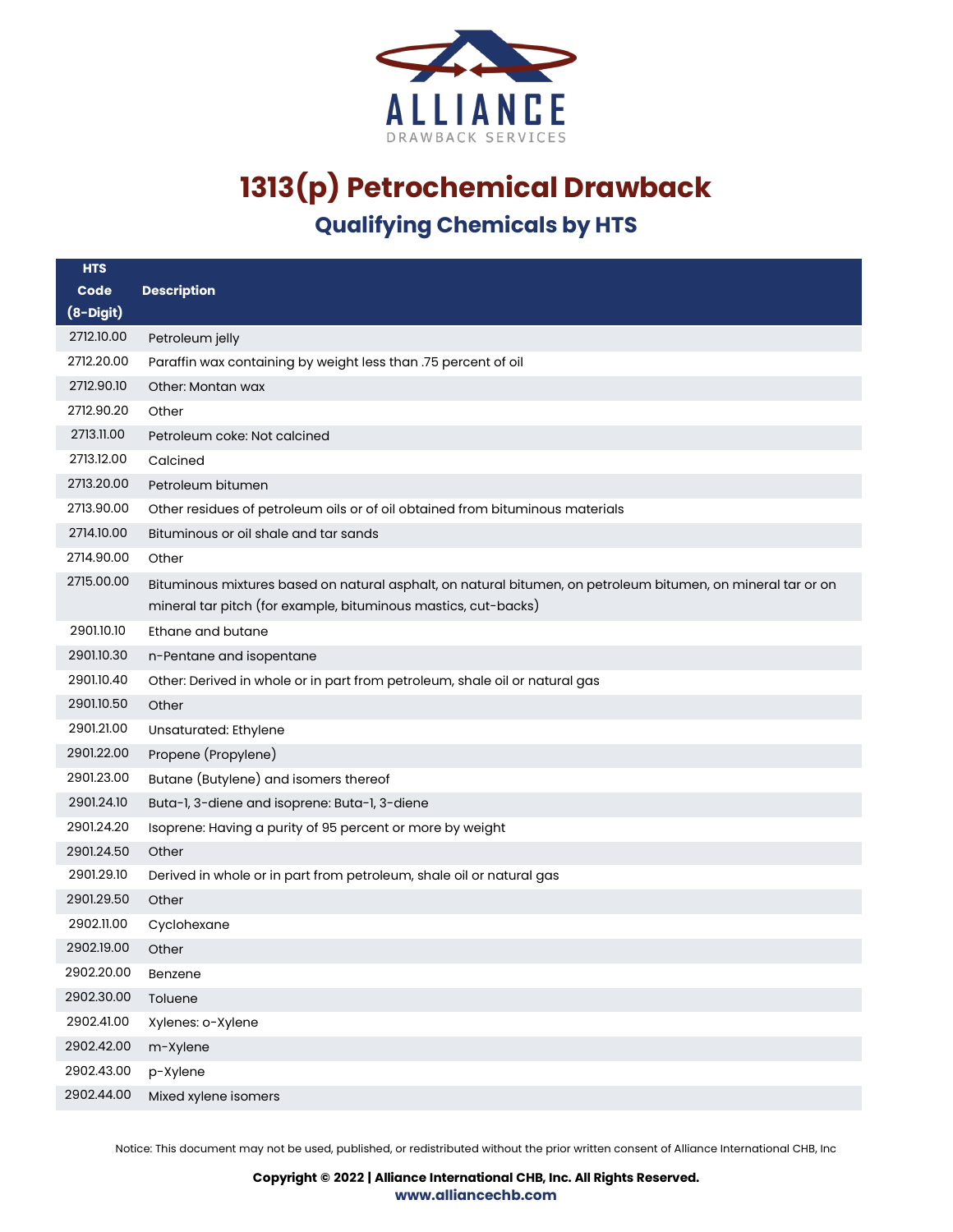# 1313(p) Petrochemical Drawback

## Qualifying Chemicals by HTS

| HTS Code (8-Digit) | Description |
|---|---|
| 2712.10.00 | Petroleum jelly |
| 2712.20.00 | Paraffin wax containing by weight less than .75 percent of oil |
| 2712.90.10 | Other: Montan wax |
| 2712.90.20 | Other |
| 2713.11.00 | Petroleum coke: Not calcined |
| 2713.12.00 | Calcined |
| 2713.20.00 | Petroleum bitumen |
| 2713.90.00 | Other residues of petroleum oils or of oil obtained from bituminous materials |
| 2714.10.00 | Bituminous or oil shale and tar sands |
| 2714.90.00 | Other |
| 2715.00.00 | Bituminous mixtures based on natural asphalt, on natural bitumen, on petroleum bitumen, on mineral tar or on mineral tar pitch (for example, bituminous mastics, cut-backs) |
| 2901.10.10 | Ethane and butane |
| 2901.10.30 | n-Pentane and isopentane |
| 2901.10.40 | Other: Derived in whole or in part from petroleum, shale oil or natural gas |
| 2901.10.50 | Other |
| 2901.21.00 | Unsaturated: Ethylene |
| 2901.22.00 | Propene (Propylene) |
| 2901.23.00 | Butane (Butylene) and isomers thereof |
| 2901.24.10 | Buta-1, 3-diene and isoprene: Buta-1, 3-diene |
| 2901.24.20 | Isoprene: Having a purity of 95 percent or more by weight |
| 2901.24.50 | Other |
| 2901.29.10 | Derived in whole or in part from petroleum, shale oil or natural gas |
| 2901.29.50 | Other |
| 2902.11.00 | Cyclohexane |
| 2902.19.00 | Other |
| 2902.20.00 | Benzene |
| 2902.30.00 | Toluene |
| 2902.41.00 | Xylenes: o-Xylene |
| 2902.42.00 | m-Xylene |
| 2902.43.00 | p-Xylene |
| 2902.44.00 | Mixed xylene isomers |

Notice: This document may not be used, published, or redistributed without the prior written consent of Alliance International CHB, Inc

**Copyright © 2022 | Alliance International CHB, Inc. All Rights Reserved.**
**www.alliancechb.com**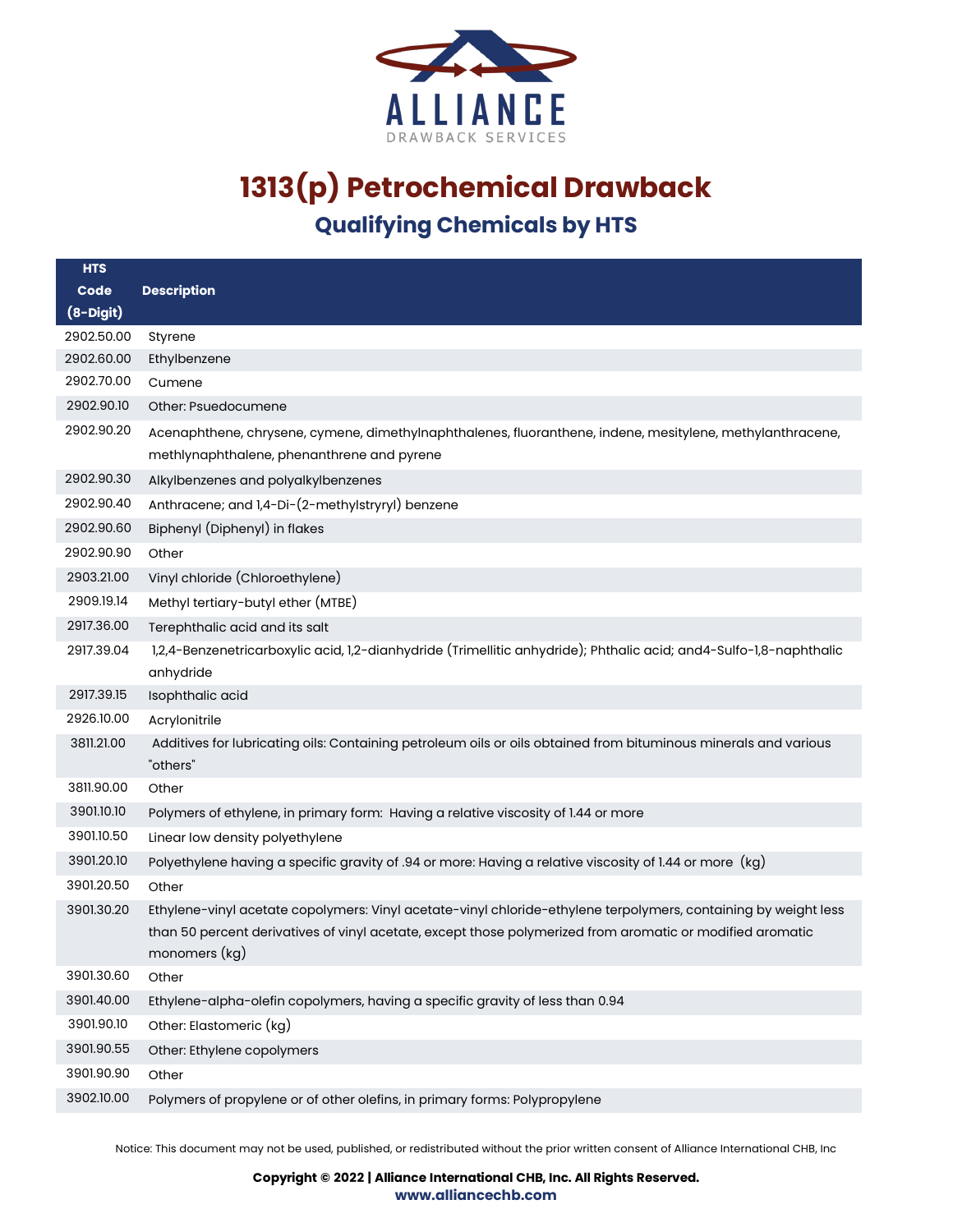ALLIANCE

DRAWBACK SERVICES

# 1313(p) Petrochemical Drawback

## Qualifying Chemicals by HTS

| HTS Code (8-Digit) | Description |
|---|---|
| 2902.50.00 | Styrene |
| 2902.60.00 | Ethylbenzene |
| 2902.70.00 | Cumene |
| 2902.90.10 | Other: Psuedocumene |
| 2902.90.20 | Acenaphthene, chrysene, cymene, dimethylnaphthalenes, fluoranthene, indene, mesitylene, methylanthracene, methlynaphthalene, phenanthrene and pyrene |
| 2902.90.30 | Alkylbenzenes and polyalkylbenzenes |
| 2902.90.40 | Anthracene; and 1,4-Di-(2-methylstryryl) benzene |
| 2902.90.60 | Biphenyl (Diphenyl) in flakes |
| 2902.90.90 | Other |
| 2903.21.00 | Vinyl chloride (Chloroethylene) |
| 2909.19.14 | Methyl tertiary-butyl ether (MTBE) |
| 2917.36.00 | Terephthalic acid and its salt |
| 2917.39.04 | 1,2,4-Benzenetricarboxylic acid, 1,2-dianhydride (Trimellitic anhydride); Phthalic acid; and4-Sulfo-1,8-naphthalic anhydride |
| 2917.39.15 | Isophthalic acid |
| 2926.10.00 | Acrylonitrile |
| 3811.21.00 | Additives for lubricating oils: Containing petroleum oils or oils obtained from bituminous minerals and various "others" |
| 3811.90.00 | Other |
| 3901.10.10 | Polymers of ethylene, in primary form: Having a relative viscosity of 1.44 or more |
| 3901.10.50 | Linear low density polyethylene |
| 3901.20.10 | Polyethylene having a specific gravity of .94 or more: Having a relative viscosity of 1.44 or more (kg) |
| 3901.20.50 | Other |
| 3901.30.20 | Ethylene-vinyl acetate copolymers: Vinyl acetate-vinyl chloride-ethylene terpolymers, containing by weight less than 50 percent derivatives of vinyl acetate, except those polymerized from aromatic or modified aromatic monomers (kg) |
| 3901.30.60 | Other |
| 3901.40.00 | Ethylene-alpha-olefin copolymers, having a specific gravity of less than 0.94 |
| 3901.90.10 | Other: Elastomeric (kg) |
| 3901.90.55 | Other: Ethylene copolymers |
| 3901.90.90 | Other |
| 3902.10.00 | Polymers of propylene or of other olefins, in primary forms: Polypropylene |

Notice: This document may not be used, published, or redistributed without the prior written consent of Alliance International CHB, Inc

**Copyright © 2022 | Alliance International CHB, Inc. All Rights Reserved.**
**www.alliancechb.com**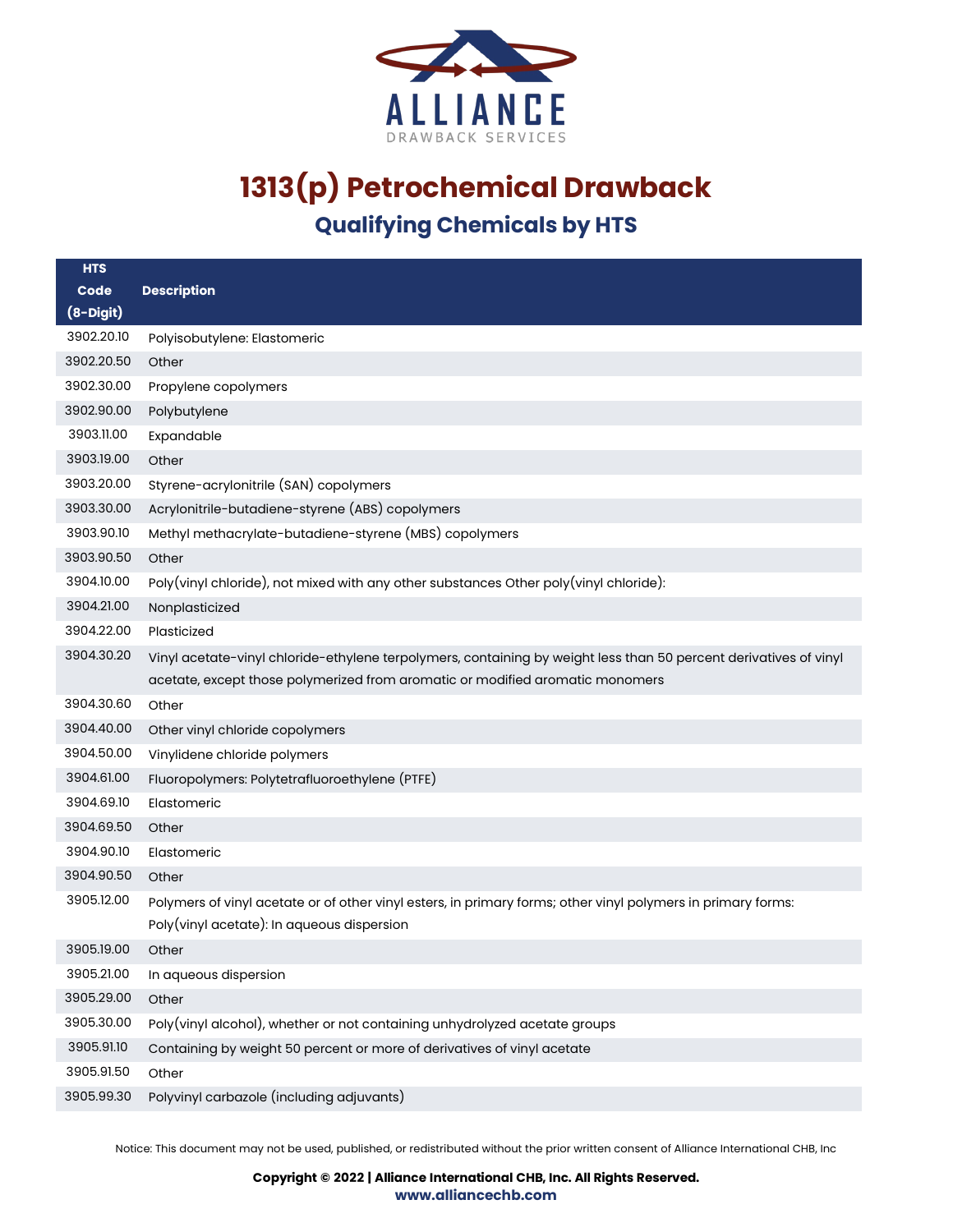# 1313(p) Petrochemical Drawback

## Qualifying Chemicals by HTS

| HTS Code (8-Digit) | Description |
|---|---|
| 3902.20.10 | Polyisobutylene: Elastomeric |
| 3902.20.50 | Other |
| 3902.30.00 | Propylene copolymers |
| 3902.90.00 | Polybutylene |
| 3903.11.00 | Expandable |
| 3903.19.00 | Other |
| 3903.20.00 | Styrene-acrylonitrile (SAN) copolymers |
| 3903.30.00 | Acrylonitrile-butadiene-styrene (ABS) copolymers |
| 3903.90.10 | Methyl methacrylate-butadiene-styrene (MBS) copolymers |
| 3903.90.50 | Other |
| 3904.10.00 | Poly(vinyl chloride), not mixed with any other substances Other poly(vinyl chloride): |
| 3904.21.00 | Nonplasticized |
| 3904.22.00 | Plasticized |
| 3904.30.20 | Vinyl acetate-vinyl chloride-ethylene terpolymers, containing by weight less than 50 percent derivatives of vinyl acetate, except those polymerized from aromatic or modified aromatic monomers |
| 3904.30.60 | Other |
| 3904.40.00 | Other vinyl chloride copolymers |
| 3904.50.00 | Vinylidene chloride polymers |
| 3904.61.00 | Fluoropolymers: Polytetrafluoroethylene (PTFE) |
| 3904.69.10 | Elastomeric |
| 3904.69.50 | Other |
| 3904.90.10 | Elastomeric |
| 3904.90.50 | Other |
| 3905.12.00 | Polymers of vinyl acetate or of other vinyl esters, in primary forms; other vinyl polymers in primary forms: Poly(vinyl acetate): In aqueous dispersion |
| 3905.19.00 | Other |
| 3905.21.00 | In aqueous dispersion |
| 3905.29.00 | Other |
| 3905.30.00 | Poly(vinyl alcohol), whether or not containing unhydrolyzed acetate groups |
| 3905.91.10 | Containing by weight 50 percent or more of derivatives of vinyl acetate |
| 3905.91.50 | Other |
| 3905.99.30 | Polyvinyl carbazole (including adjuvants) |

Notice: This document may not be used, published, or redistributed without the prior written consent of Alliance International CHB, Inc

**Copyright © 2022 | Alliance International CHB, Inc. All Rights Reserved.**
**www.alliancechb.com**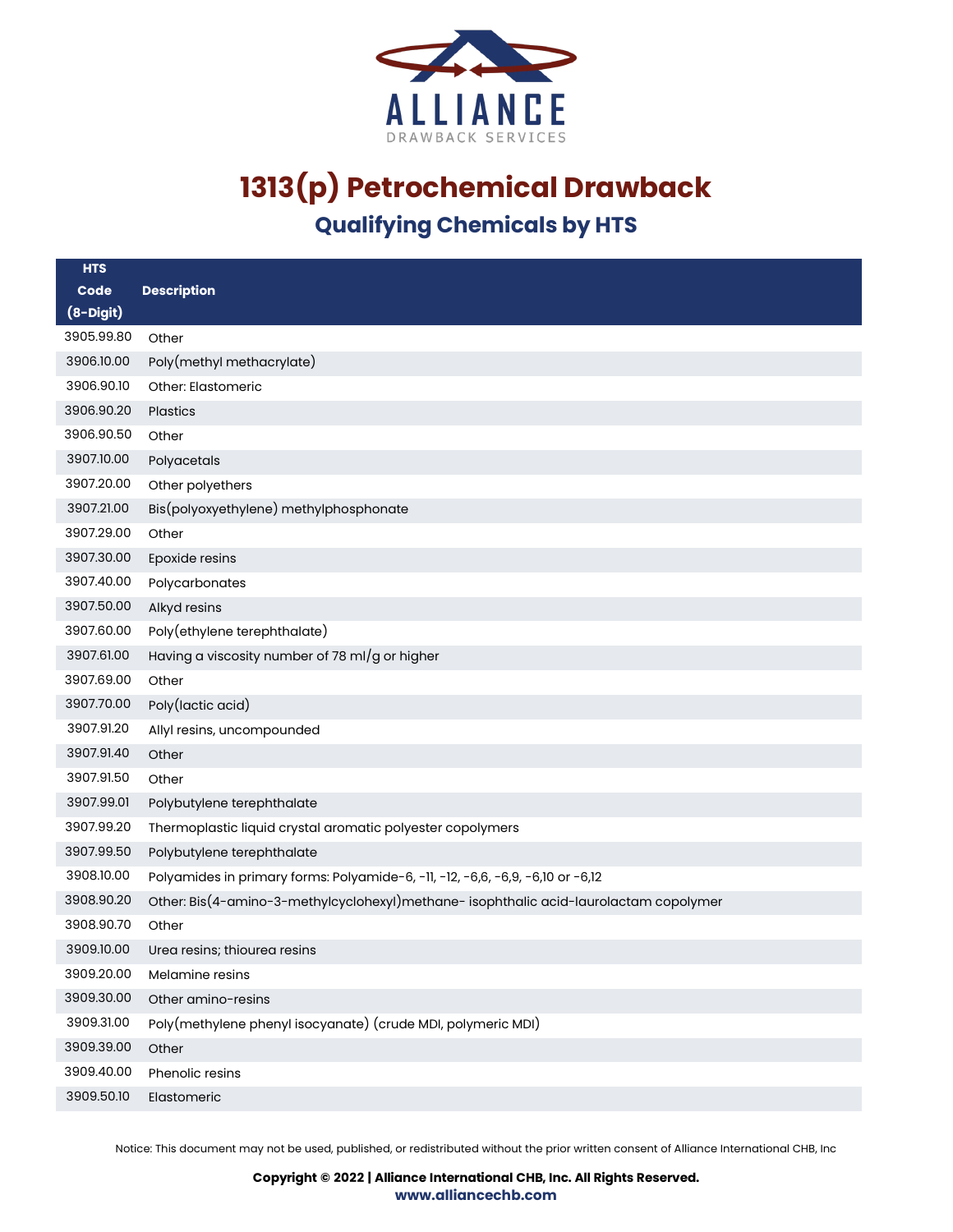# 1313(p) Petrochemical Drawback

## Qualifying Chemicals by HTS

| HTS Code (8-Digit) | Description |
|---|---|
| 3905.99.80 | Other |
| 3906.10.00 | Poly(methyl methacrylate) |
| 3906.90.10 | Other: Elastomeric |
| 3906.90.20 | Plastics |
| 3906.90.50 | Other |
| 3907.10.00 | Polyacetals |
| 3907.20.00 | Other polyethers |
| 3907.21.00 | Bis(polyoxyethylene) methylphosphonate |
| 3907.29.00 | Other |
| 3907.30.00 | Epoxide resins |
| 3907.40.00 | Polycarbonates |
| 3907.50.00 | Alkyd resins |
| 3907.60.00 | Poly(ethylene terephthalate) |
| 3907.61.00 | Having a viscosity number of 78 ml/g or higher |
| 3907.69.00 | Other |
| 3907.70.00 | Poly(lactic acid) |
| 3907.91.20 | Allyl resins, uncompounded |
| 3907.91.40 | Other |
| 3907.91.50 | Other |
| 3907.99.01 | Polybutylene terephthalate |
| 3907.99.20 | Thermoplastic liquid crystal aromatic polyester copolymers |
| 3907.99.50 | Polybutylene terephthalate |
| 3908.10.00 | Polyamides in primary forms: Polyamide-6, -11, -12, -6,6, -6,9, -6,10 or -6,12 |
| 3908.90.20 | Other: Bis(4-amino-3-methylcyclohexyl)methane- isophthalic acid-laurolactam copolymer |
| 3908.90.70 | Other |
| 3909.10.00 | Urea resins; thiourea resins |
| 3909.20.00 | Melamine resins |
| 3909.30.00 | Other amino-resins |
| 3909.31.00 | Poly(methylene phenyl isocyanate) (crude MDI, polymeric MDI) |
| 3909.39.00 | Other |
| 3909.40.00 | Phenolic resins |
| 3909.50.10 | Elastomeric |

Notice: This document may not be used, published, or redistributed without the prior written consent of Alliance International CHB, Inc

**Copyright © 2022 | Alliance International CHB, Inc. All Rights Reserved.**
**www.alliancechb.com**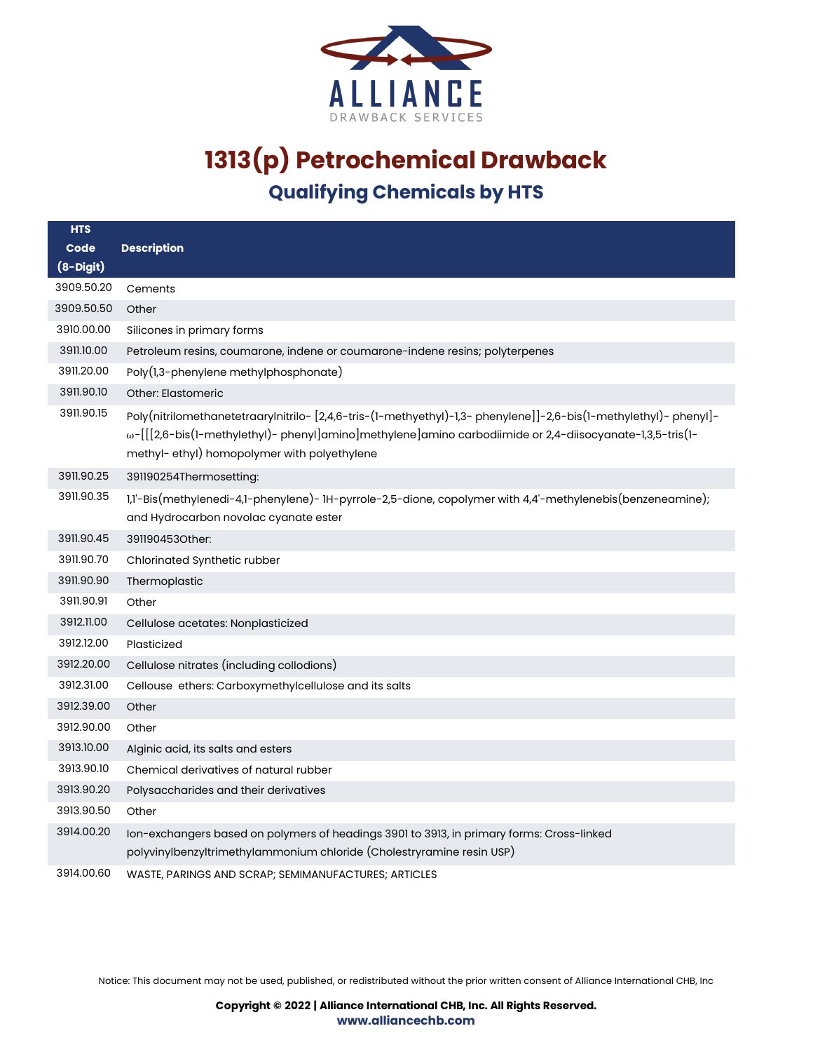ALLIANCE

DRAWBACK SERVICES

# 1313(p) Petrochemical Drawback

## Qualifying Chemicals by HTS

| HTS Code (8-Digit) | Description |
|---|---|
| 3909.50.20 | Cements |
| 3909.50.50 | Other |
| 3910.00.00 | Silicones in primary forms |
| 3911.10.00 | Petroleum resins, coumarone, indene or coumarone-indene resins; polyterpenes |
| 3911.20.00 | Poly(1,3-phenylene methylphosphonate) |
| 3911.90.10 | Other: Elastomeric |
| 3911.90.15 | Poly(nitrilomethanetetraarylnitrilo- [2,4,6-tris-(1-methyethyl)-1,3- phenylene]]-2,6-bis(1-methylethyl)- phenyl]-ω-[[[2,6-bis(1-methylethyl)- phenyl]amino]methylene]amino carbodiimide or 2,4-diisocyanate-1,3,5-tris(1-methyl- ethyl) homopolymer with polyethylene |
| 3911.90.25 | 391190254Thermosetting: |
| 3911.90.35 | 1,1'-Bis(methylenedi-4,1-phenylene)- 1H-pyrrole-2,5-dione, copolymer with 4,4'-methylenebis(benzeneamine); and Hydrocarbon novolac cyanate ester |
| 3911.90.45 | 391190453Other: |
| 3911.90.70 | Chlorinated Synthetic rubber |
| 3911.90.90 | Thermoplastic |
| 3911.90.91 | Other |
| 3912.11.00 | Cellulose acetates: Nonplasticized |
| 3912.12.00 | Plasticized |
| 3912.20.00 | Cellulose nitrates (including collodions) |
| 3912.31.00 | Cellouse ethers: Carboxymethylcellulose and its salts |
| 3912.39.00 | Other |
| 3912.90.00 | Other |
| 3913.10.00 | Alginic acid, its salts and esters |
| 3913.90.10 | Chemical derivatives of natural rubber |
| 3913.90.20 | Polysaccharides and their derivatives |
| 3913.90.50 | Other |
| 3914.00.20 | Ion-exchangers based on polymers of headings 3901 to 3913, in primary forms: Cross-linked polyvinylbenzyltrimethylammonium chloride (Cholestryramine resin USP) |
| 3914.00.60 | WASTE, PARINGS AND SCRAP; SEMIMANUFACTURES; ARTICLES |

Notice: This document may not be used, published, or redistributed without the prior written consent of Alliance International CHB, Inc

**Copyright © 2022 | Alliance International CHB, Inc. All Rights Reserved.**
**www.alliancechb.com**